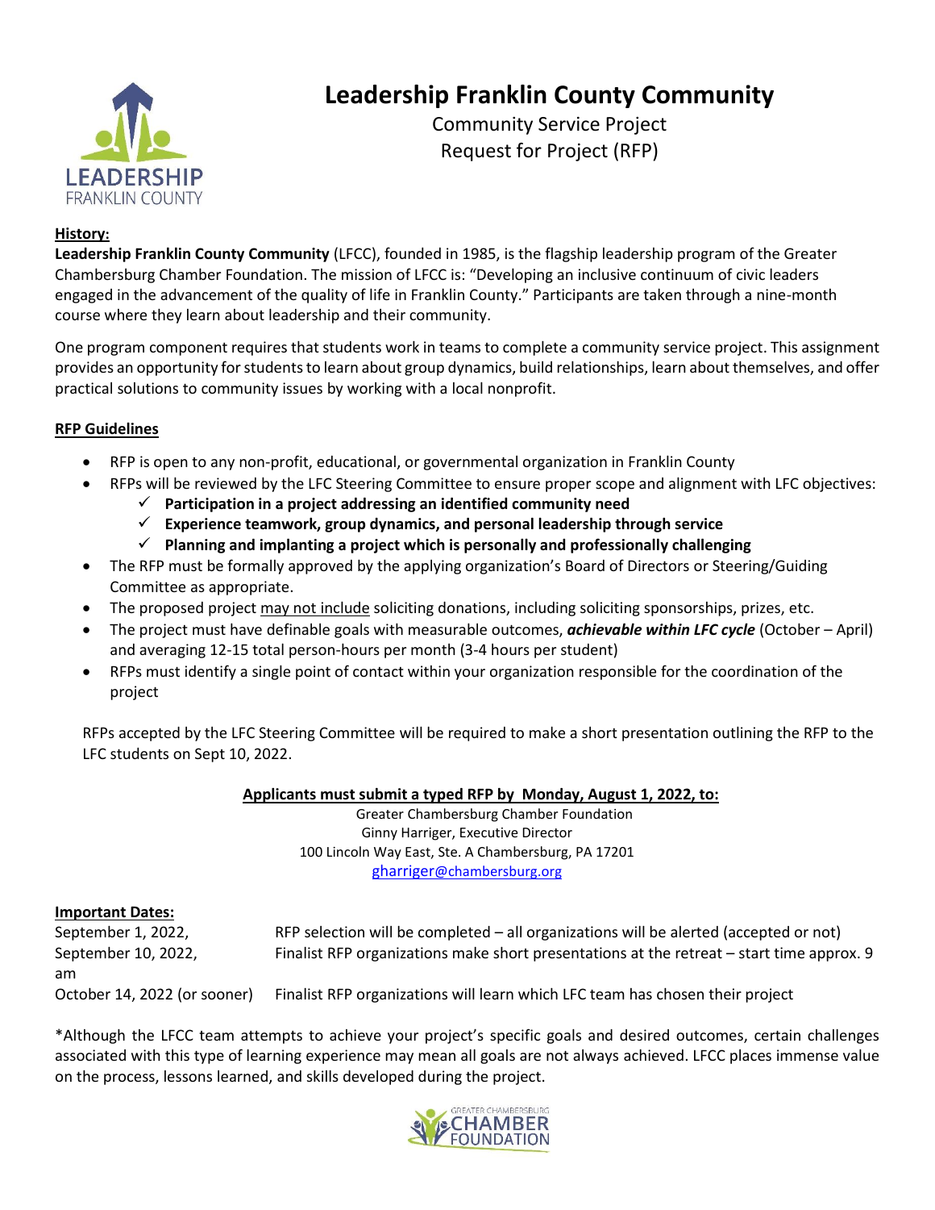# Leadership Franklin County Community

Community Service Project
Request for Project (RFP)

**History:**

**Leadership Franklin County Community** (LFCC), founded in 1985, is the flagship leadership program of the Greater Chambersburg Chamber Foundation. The mission of LFCC is: "Developing an inclusive continuum of civic leaders engaged in the advancement of the quality of life in Franklin County." Participants are taken through a nine-month course where they learn about leadership and their community.

One program component requires that students work in teams to complete a community service project. This assignment provides an opportunity for students to learn about group dynamics, build relationships, learn about themselves, and offer practical solutions to community issues by working with a local nonprofit.

**RFP Guidelines**

- RFP is open to any non-profit, educational, or governmental organization in Franklin County
- RFPs will be reviewed by the LFC Steering Committee to ensure proper scope and alignment with LFC objectives:
  - ✓ **Participation in a project addressing an identified community need**
  - ✓ **Experience teamwork, group dynamics, and personal leadership through service**
  - ✓ **Planning and implanting a project which is personally and professionally challenging**
- The RFP must be formally approved by the applying organization's Board of Directors or Steering/Guiding Committee as appropriate.
- The proposed project may not include soliciting donations, including soliciting sponsorships, prizes, etc.
- The project must have definable goals with measurable outcomes, ***achievable within LFC cycle*** (October – April) and averaging 12-15 total person-hours per month (3-4 hours per student)
- RFPs must identify a single point of contact within your organization responsible for the coordination of the project

RFPs accepted by the LFC Steering Committee will be required to make a short presentation outlining the RFP to the LFC students on Sept 10, 2022.

**Applicants must submit a typed RFP by Monday, August 1, 2022, to:**

Greater Chambersburg Chamber Foundation
Ginny Harriger, Executive Director
100 Lincoln Way East, Ste. A Chambersburg, PA 17201
gharriger@chambersburg.org

**Important Dates:**

| | |
|---|---|
| September 1, 2022, | RFP selection will be completed – all organizations will be alerted (accepted or not) |
| September 10, 2022, am | Finalist RFP organizations make short presentations at the retreat – start time approx. 9 |
| October 14, 2022 (or sooner) | Finalist RFP organizations will learn which LFC team has chosen their project |

*Although the LFCC team attempts to achieve your project's specific goals and desired outcomes, certain challenges associated with this type of learning experience may mean all goals are not always achieved. LFCC places immense value on the process, lessons learned, and skills developed during the project.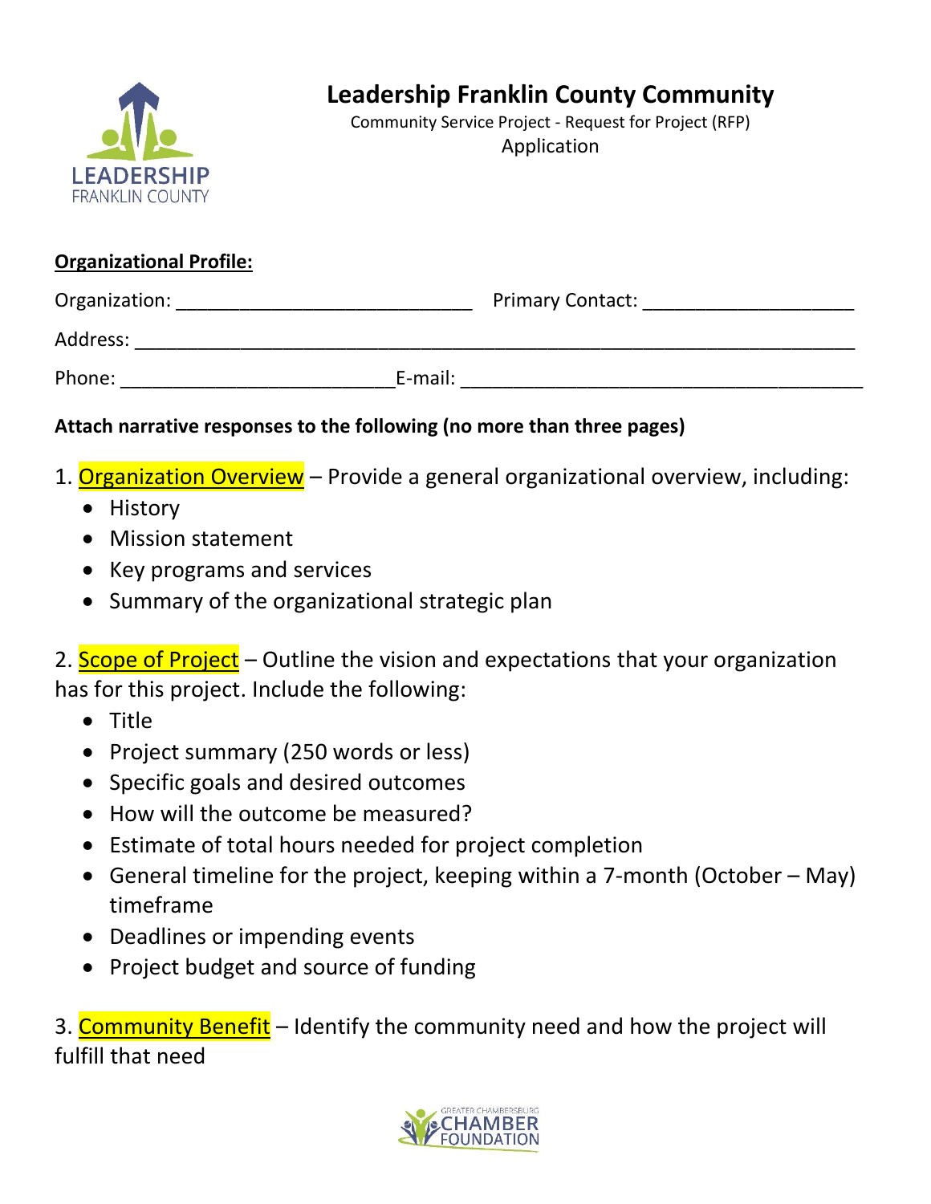# Leadership Franklin County Community

Community Service Project - Request for Project (RFP)

Application

**Organizational Profile:**

Organization: ____________________________ Primary Contact: ____________________

Address: ____________________________________________________________________

Phone: __________________________E-mail: ______________________________________

**Attach narrative responses to the following (no more than three pages)**

1. Organization Overview – Provide a general organizational overview, including:
   - History
   - Mission statement
   - Key programs and services
   - Summary of the organizational strategic plan

2. Scope of Project – Outline the vision and expectations that your organization has for this project. Include the following:
   - Title
   - Project summary (250 words or less)
   - Specific goals and desired outcomes
   - How will the outcome be measured?
   - Estimate of total hours needed for project completion
   - General timeline for the project, keeping within a 7-month (October – May) timeframe
   - Deadlines or impending events
   - Project budget and source of funding

3. Community Benefit – Identify the community need and how the project will fulfill that need